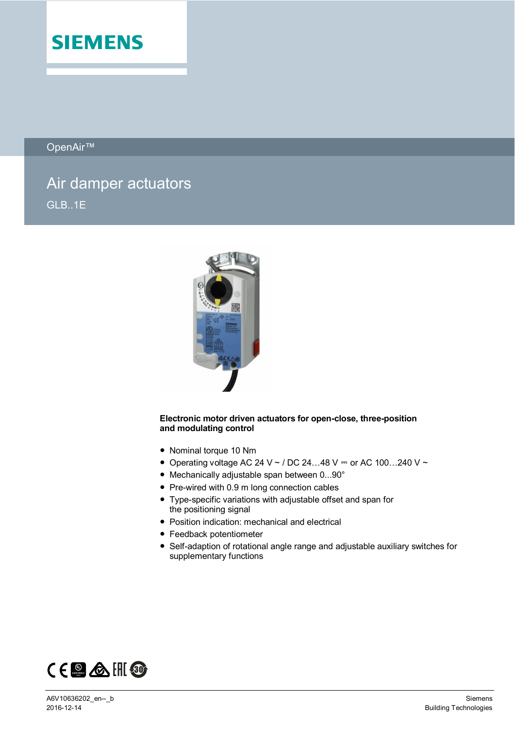SIEMENS

OpenAir™

# Air damper actuators

GLB..1E

**Electronic motor driven actuators for open-close, three-position and modulating control**

- Nominal torque 10 Nm
- Operating voltage AC 24 V ~ / DC 24…48 V ⎓ or AC 100…240 V ~
- Mechanically adjustable span between 0...90°
- Pre-wired with 0.9 m long connection cables
- Type-specific variations with adjustable offset and span for the positioning signal
- Position indication: mechanical and electrical
- Feedback potentiometer
- Self-adaption of rotational angle range and adjustable auxiliary switches for supplementary functions

A6V10636202_en--_b
2016-12-14

Siemens
Building Technologies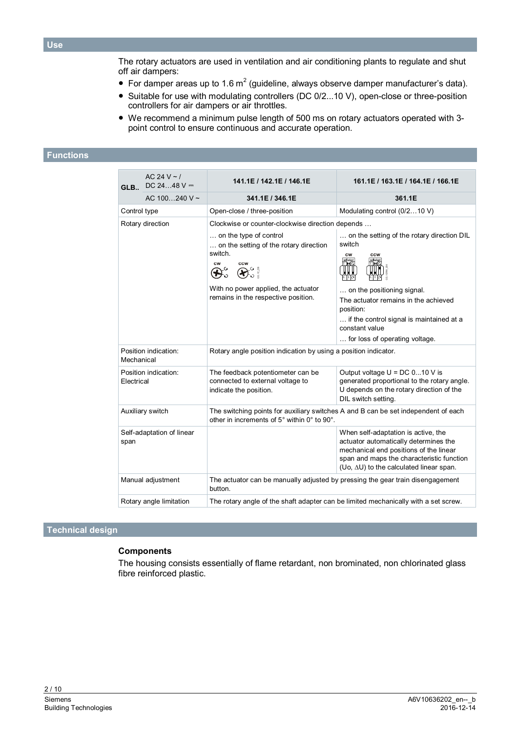## Use

The rotary actuators are used in ventilation and air conditioning plants to regulate and shut off air dampers:

- For damper areas up to 1.6 $m^2$ (guideline, always observe damper manufacturer's data).
- Suitable for use with modulating controllers (DC 0/2...10 V), open-close or three-position controllers for air dampers or air throttles.
- We recommend a minimum pulse length of 500 ms on rotary actuators operated with 3-point control to ensure continuous and accurate operation.

## Functions

| GLB.. | AC 24 V ~ / DC 24…48 V ⎓ | 141.1E / 142.1E / 146.1E | 161.1E / 163.1E / 164.1E / 166.1E |
|---|---|---|---|
| | AC 100…240 V ~ | 341.1E / 346.1E | 361.1E |
| Control type | | Open-close / three-position | Modulating control (0/2…10 V) |
| Rotary direction | | Clockwise or counter-clockwise direction depends … … on the type of control … on the setting of the rotary direction switch. cw ccw With no power applied, the actuator remains in the respective position. | … on the setting of the rotary direction DIL switch cw ccw … on the positioning signal. The actuator remains in the achieved position: … if the control signal is maintained at a constant value … for loss of operating voltage. |
| Position indication: Mechanical | | Rotary angle position indication by using a position indicator. | |
| Position indication: Electrical | | The feedback potentiometer can be connected to external voltage to indicate the position. | Output voltage U = DC 0...10 V is generated proportional to the rotary angle. U depends on the rotary direction of the DIL switch setting. |
| Auxiliary switch | | The switching points for auxiliary switches A and B can be set independent of each other in increments of 5° within 0° to 90°. | |
| Self-adaptation of linear span | | | When self-adaptation is active, the actuator automatically determines the mechanical end positions of the linear span and maps the characteristic function (Uo, ΔU) to the calculated linear span. |
| Manual adjustment | | The actuator can be manually adjusted by pressing the gear train disengagement button. | |
| Rotary angle limitation | | The rotary angle of the shaft adapter can be limited mechanically with a set screw. | |

## Technical design

### Components

The housing consists essentially of flame retardant, non brominated, non chlorinated glass fibre reinforced plastic.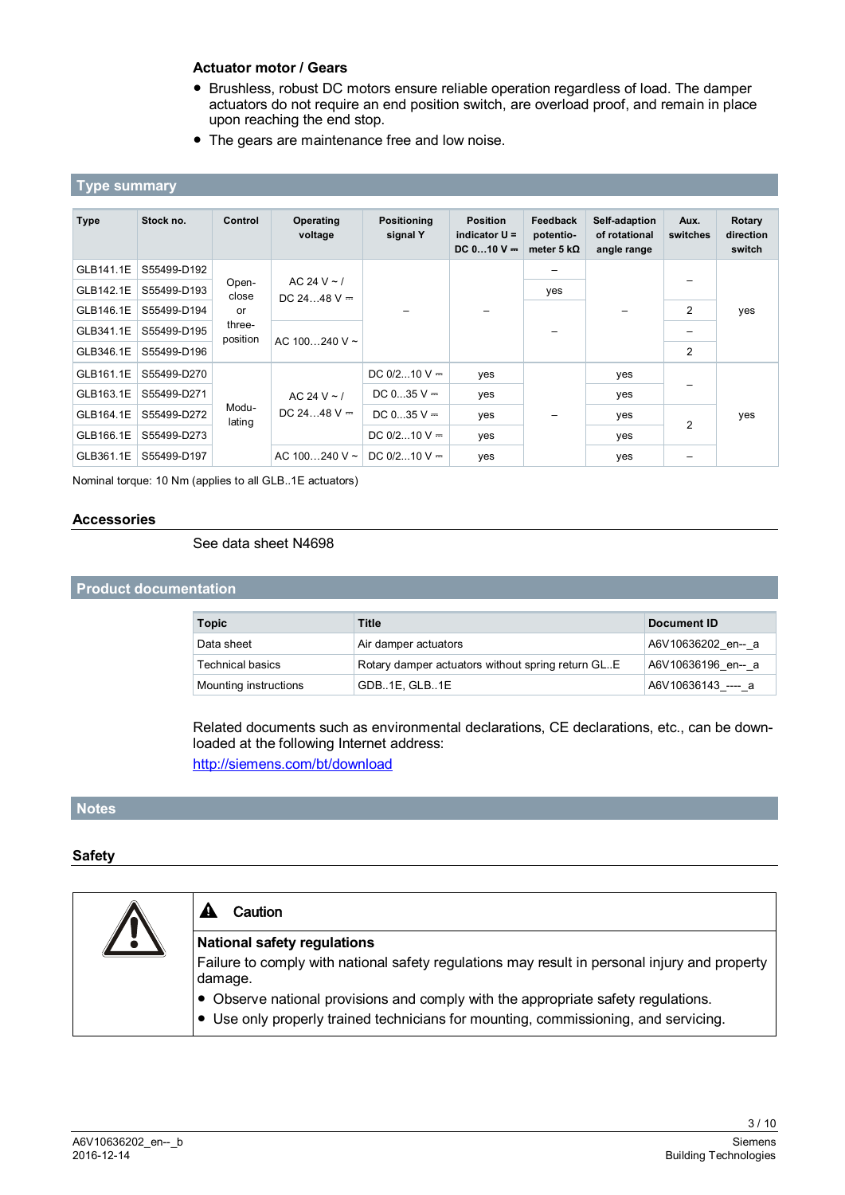### Actuator motor / Gears

- Brushless, robust DC motors ensure reliable operation regardless of load. The damper actuators do not require an end position switch, are overload proof, and remain in place upon reaching the end stop.
- The gears are maintenance free and low noise.

## Type summary

| Type | Stock no. | Control | Operating voltage | Positioning signal Y | Position indicator U = DC 0…10 V ⎓ | Feedback potentio-meter 5 kΩ | Self-adaption of rotational angle range | Aux. switches | Rotary direction switch |
|---|---|---|---|---|---|---|---|---|---|
| GLB141.1E | S55499-D192 | Open-close or three-position | AC 24 V ~ / DC 24…48 V ⎓ | – | – | – | – | – | yes |
| GLB142.1E | S55499-D193 | | | | | yes | | | |
| GLB146.1E | S55499-D194 | | | | | – | | 2 | |
| GLB341.1E | S55499-D195 | | AC 100…240 V ~ | | | | | – | |
| GLB346.1E | S55499-D196 | | | | | | | 2 | |
| GLB161.1E | S55499-D270 | Modu-lating | AC 24 V ~ / DC 24…48 V ⎓ | DC 0/2…10 V ⎓ | yes | – | yes | – | yes |
| GLB163.1E | S55499-D271 | | | DC 0…35 V ⎓ | yes | | yes | | |
| GLB164.1E | S55499-D272 | | | DC 0…35 V ⎓ | yes | | yes | 2 | |
| GLB166.1E | S55499-D273 | | | DC 0/2…10 V ⎓ | yes | | yes | | |
| GLB361.1E | S55499-D197 | | AC 100…240 V ~ | DC 0/2…10 V ⎓ | yes | | yes | – | |

Nominal torque: 10 Nm (applies to all GLB..1E actuators)

### Accessories

See data sheet N4698

## Product documentation

| Topic | Title | Document ID |
|---|---|---|
| Data sheet | Air damper actuators | A6V10636202_en--_a |
| Technical basics | Rotary damper actuators without spring return GL..E | A6V10636196_en--_a |
| Mounting instructions | GDB..1E, GLB..1E | A6V10636143_----_a |

Related documents such as environmental declarations, CE declarations, etc., can be downloaded at the following Internet address:
http://siemens.com/bt/download

## Notes

### Safety

**Caution**

**National safety regulations**

Failure to comply with national safety regulations may result in personal injury and property damage.

- Observe national provisions and comply with the appropriate safety regulations.
- Use only properly trained technicians for mounting, commissioning, and servicing.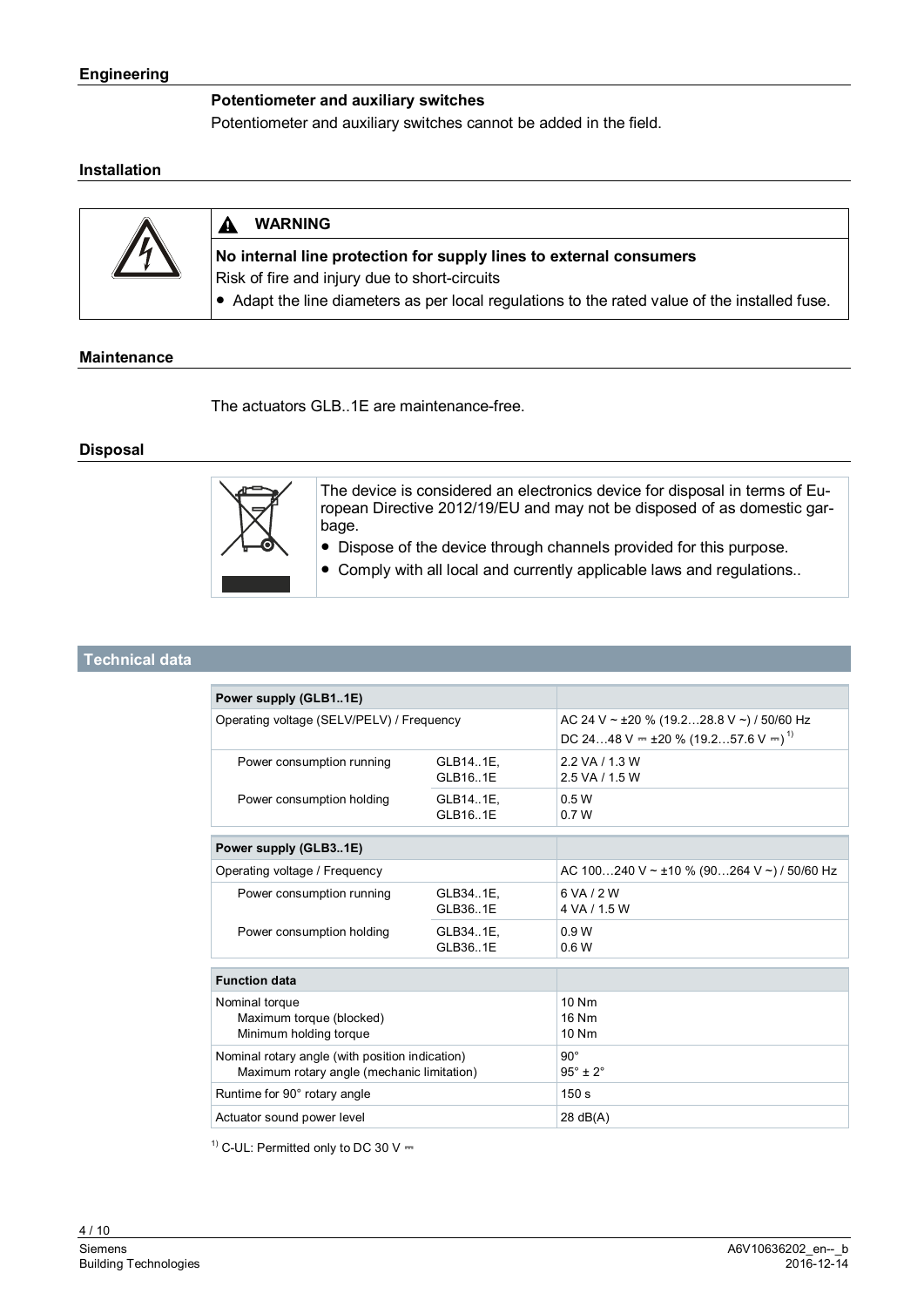## Engineering

### Potentiometer and auxiliary switches

Potentiometer and auxiliary switches cannot be added in the field.

## Installation

**WARNING**

**No internal line protection for supply lines to external consumers**

Risk of fire and injury due to short-circuits

- Adapt the line diameters as per local regulations to the rated value of the installed fuse.

## Maintenance

The actuators GLB..1E are maintenance-free.

## Disposal

The device is considered an electronics device for disposal in terms of European Directive 2012/19/EU and may not be disposed of as domestic garbage.

- Dispose of the device through channels provided for this purpose.
- Comply with all local and currently applicable laws and regulations..

## Technical data

| **Power supply (GLB1..1E)** | | |
|---|---|---|
| Operating voltage (SELV/PELV) / Frequency | | AC 24 V ~ ±20 % (19.2…28.8 V ~) / 50/60 Hz<br>DC 24…48 V ⎓ ±20 % (19.2…57.6 V ⎓) [1] |
| Power consumption running | GLB14..1E,<br>GLB16..1E | 2.2 VA / 1.3 W<br>2.5 VA / 1.5 W |
| Power consumption holding | GLB14..1E,<br>GLB16..1E | 0.5 W<br>0.7 W |

| **Power supply (GLB3..1E)** | | |
|---|---|---|
| Operating voltage / Frequency | | AC 100…240 V ~ ±10 % (90…264 V ~) / 50/60 Hz |
| Power consumption running | GLB34..1E,<br>GLB36..1E | 6 VA / 2 W<br>4 VA / 1.5 W |
| Power consumption holding | GLB34..1E,<br>GLB36..1E | 0.9 W<br>0.6 W |

| **Function data** | |
|---|---|
| Nominal torque<br>Maximum torque (blocked)<br>Minimum holding torque | 10 Nm<br>16 Nm<br>10 Nm |
| Nominal rotary angle (with position indication)<br>Maximum rotary angle (mechanic limitation) | 90°<br>95° ± 2° |
| Runtime for 90° rotary angle | 150 s |
| Actuator sound power level | 28 dB(A) |

[1] C-UL: Permitted only to DC 30 V ⎓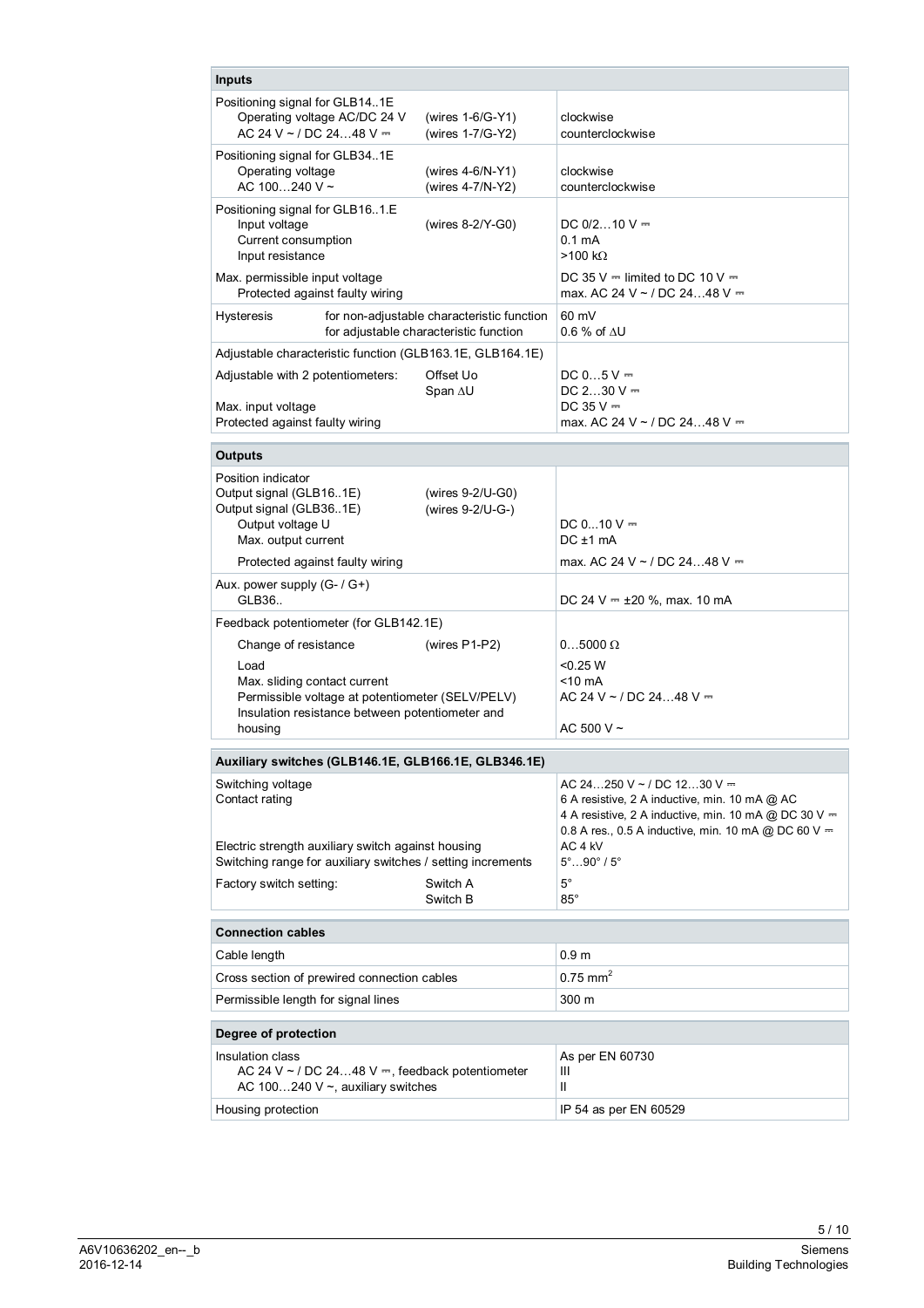| Inputs | | |
|---|---|---|
| Positioning signal for GLB14..1E<br>Operating voltage AC/DC 24 V<br>AC 24 V ~ / DC 24…48 V ⎓ | (wires 1-6/G-Y1)<br>(wires 1-7/G-Y2) | clockwise<br>counterclockwise |
| Positioning signal for GLB34..1E<br>Operating voltage<br>AC 100…240 V ~ | (wires 4-6/N-Y1)<br>(wires 4-7/N-Y2) | clockwise<br>counterclockwise |
| Positioning signal for GLB16..1.E<br>Input voltage<br>Current consumption<br>Input resistance | (wires 8-2/Y-G0) | DC 0/2…10 V ⎓<br>0.1 mA<br>>100 kΩ |
| Max. permissible input voltage<br>Protected against faulty wiring | | DC 35 V ⎓ limited to DC 10 V ⎓<br>max. AC 24 V ~ / DC 24…48 V ⎓ |
| Hysteresis | for non-adjustable characteristic function<br>for adjustable characteristic function | 60 mV<br>0.6 % of ΔU |
| Adjustable characteristic function (GLB163.1E, GLB164.1E) | | |
| Adjustable with 2 potentiometers: | Offset Uo<br>Span ΔU | DC 0…5 V ⎓<br>DC 2…30 V ⎓ |
| Max. input voltage<br>Protected against faulty wiring | | DC 35 V ⎓<br>max. AC 24 V ~ / DC 24…48 V ⎓ |

| Outputs | | |
|---|---|---|
| Position indicator<br>Output signal (GLB16..1E)<br>Output signal (GLB36..1E)<br>Output voltage U<br>Max. output current | <br>(wires 9-2/U-G0)<br>(wires 9-2/U-G-) | <br><br><br>DC 0...10 V ⎓<br>DC ±1 mA |
| Protected against faulty wiring | | max. AC 24 V ~ / DC 24…48 V ⎓ |
| Aux. power supply (G- / G+)<br>GLB36.. | | DC 24 V ⎓ ±20 %, max. 10 mA |
| Feedback potentiometer (for GLB142.1E) | | |
| Change of resistance | (wires P1-P2) | 0…5000 Ω |
| Load<br>Max. sliding contact current<br>Permissible voltage at potentiometer (SELV/PELV)<br>Insulation resistance between potentiometer and housing | | <0.25 W<br><10 mA<br>AC 24 V ~ / DC 24…48 V ⎓<br><br>AC 500 V ~ |

| Auxiliary switches (GLB146.1E, GLB166.1E, GLB346.1E) | | |
|---|---|---|
| Switching voltage<br>Contact rating | | AC 24…250 V ~ / DC 12…30 V ⎓<br>6 A resistive, 2 A inductive, min. 10 mA @ AC<br>4 A resistive, 2 A inductive, min. 10 mA @ DC 30 V ⎓<br>0.8 A res., 0.5 A inductive, min. 10 mA @ DC 60 V ⎓ |
| Electric strength auxiliary switch against housing<br>Switching range for auxiliary switches / setting increments | | AC 4 kV<br>5°…90° / 5° |
| Factory switch setting: | Switch A<br>Switch B | 5°<br>85° |

| Connection cables | |
|---|---|
| Cable length | 0.9 m |
| Cross section of prewired connection cables | 0.75 $mm^2$ |
| Permissible length for signal lines | 300 m |

| Degree of protection | |
|---|---|
| Insulation class<br>AC 24 V ~ / DC 24…48 V ⎓, feedback potentiometer<br>AC 100…240 V ~, auxiliary switches | As per EN 60730<br>III<br>II |
| Housing protection | IP 54 as per EN 60529 |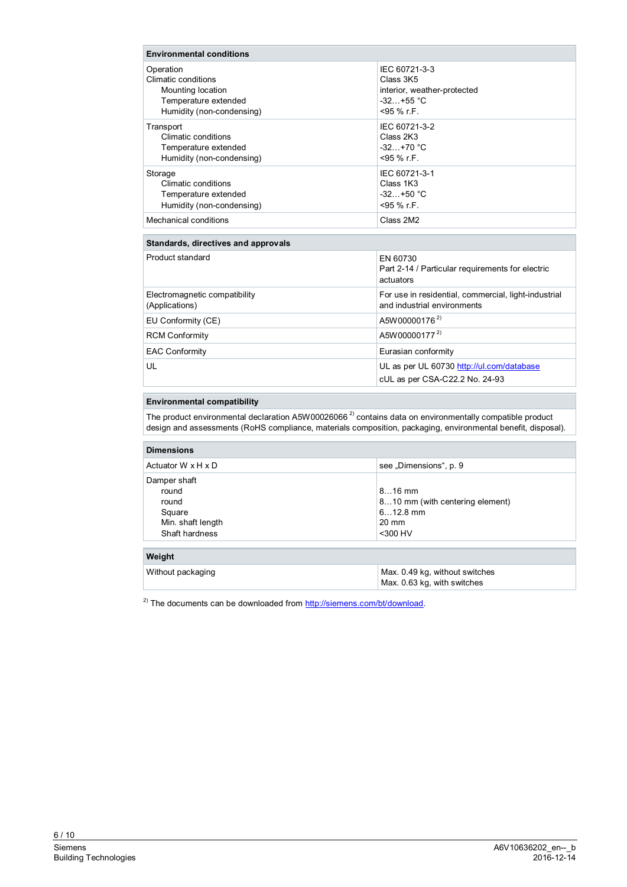| Environmental conditions | |
|---|---|
| Operation<br>Climatic conditions<br>Mounting location<br>Temperature extended<br>Humidity (non-condensing) | IEC 60721-3-3<br>Class 3K5<br>interior, weather-protected<br>-32…+55 °C<br><95 % r.F. |
| Transport<br>Climatic conditions<br>Temperature extended<br>Humidity (non-condensing) | IEC 60721-3-2<br>Class 2K3<br>-32…+70 °C<br><95 % r.F. |
| Storage<br>Climatic conditions<br>Temperature extended<br>Humidity (non-condensing) | IEC 60721-3-1<br>Class 1K3<br>-32…+50 °C<br><95 % r.F. |
| Mechanical conditions | Class 2M2 |

| Standards, directives and approvals | |
|---|---|
| Product standard | EN 60730<br>Part 2-14 / Particular requirements for electric actuators |
| Electromagnetic compatibility (Applications) | For use in residential, commercial, light-industrial and industrial environments |
| EU Conformity (CE) | A5W00000176 [2)] |
| RCM Conformity | A5W00000177 [2)] |
| EAC Conformity | Eurasian conformity |
| UL | UL as per UL 60730 http://ul.com/database<br>cUL as per CSA-C22.2 No. 24-93 |

| Environmental compatibility |
|---|
| The product environmental declaration A5W00026066 [2)] contains data on environmentally compatible product design and assessments (RoHS compliance, materials composition, packaging, environmental benefit, disposal). |

| Dimensions | |
|---|---|
| Actuator W x H x D | see „Dimensions", p. 9 |
| Damper shaft<br>round<br>round<br>Square<br>Min. shaft length<br>Shaft hardness | <br>8…16 mm<br>8…10 mm (with centering element)<br>6…12.8 mm<br>20 mm<br><300 HV |

| Weight | |
|---|---|
| Without packaging | Max. 0.49 kg, without switches<br>Max. 0.63 kg, with switches |

[2)] The documents can be downloaded from http://siemens.com/bt/download.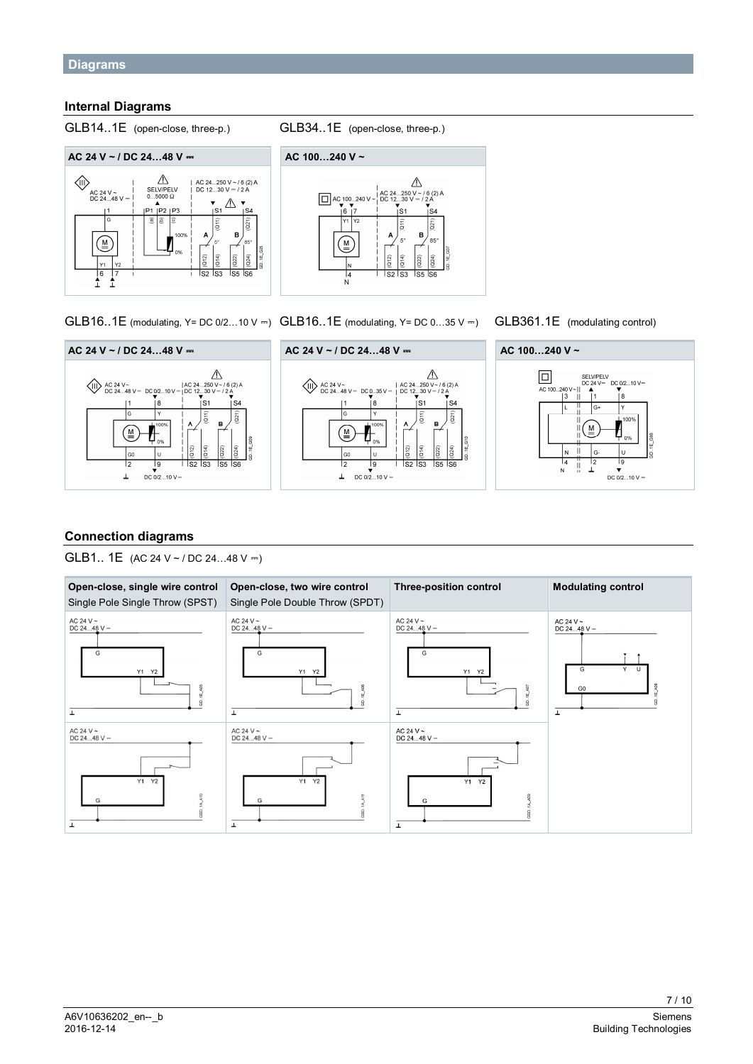## Diagrams

### Internal Diagrams

GLB14..1E (open-close, three-p.)

AC 24 V ~ / DC 24…48 V ⎓

GLB34..1E (open-close, three-p.)

AC 100…240 V ~

GLB16..1E (modulating, Y= DC 0/2…10 V ⎓)

AC 24 V ~ / DC 24…48 V ⎓

GLB16..1E (modulating, Y= DC 0…35 V ⎓)

AC 24 V ~ / DC 24…48 V ⎓

GLB361.1E (modulating control)

AC 100…240 V ~

### Connection diagrams

GLB1.. 1E (AC 24 V ~ / DC 24…48 V ⎓)

| Open-close, single wire control<br>Single Pole Single Throw (SPST) | Open-close, two wire control<br>Single Pole Double Throw (SPDT) | Three-position control | Modulating control |
| --- | --- | --- | --- |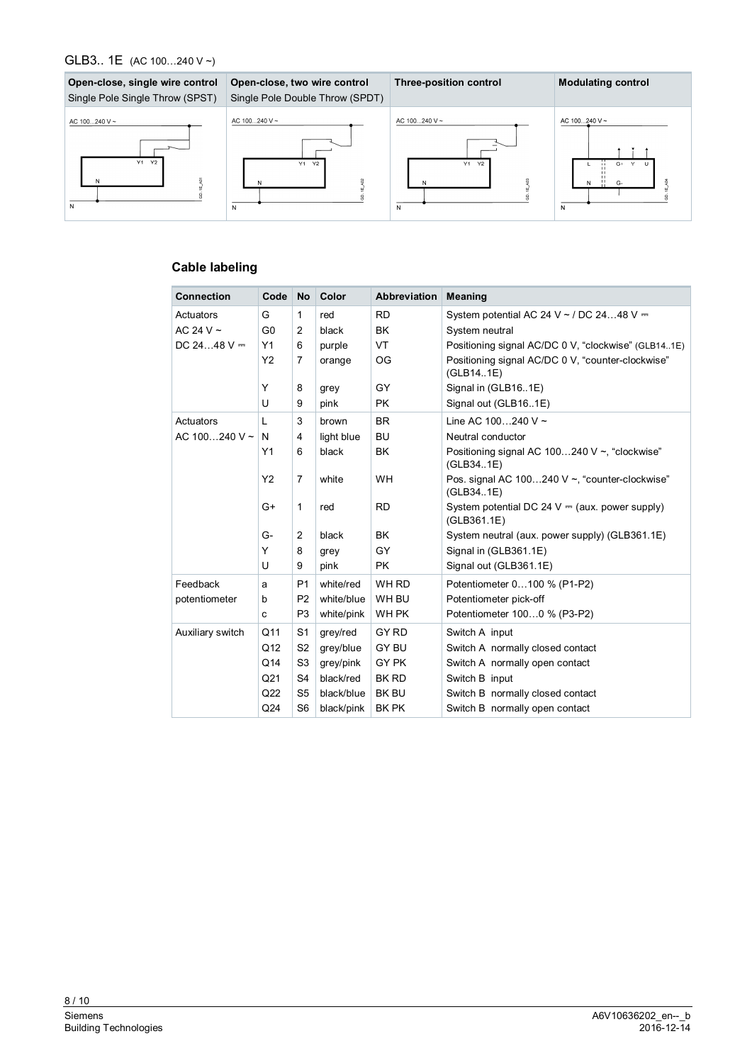GLB3.. 1E (AC 100…240 V ~)

| Open-close, single wire control<br>Single Pole Single Throw (SPST) | Open-close, two wire control<br>Single Pole Double Throw (SPDT) | Three-position control | Modulating control |
|---|---|---|---|
| AC 100...240 V ~<br>Y1 Y2<br>N<br>N | AC 100...240 V ~<br>Y1 Y2<br>N<br>N | AC 100...240 V ~<br>Y1 Y2<br>N<br>N | AC 100...240 V ~<br>L G+ Y U<br>N G-<br>N |

## Cable labeling

| Connection | Code | No | Color | Abbreviation | Meaning |
|---|---|---|---|---|---|
| Actuators | G | 1 | red | RD | System potential AC 24 V ~ / DC 24…48 V ⎓ |
| AC 24 V ~ | G0 | 2 | black | BK | System neutral |
| DC 24…48 V ⎓ | Y1 | 6 | purple | VT | Positioning signal AC/DC 0 V, "clockwise" (GLB14..1E) |
| | Y2 | 7 | orange | OG | Positioning signal AC/DC 0 V, "counter-clockwise" (GLB14..1E) |
| | Y | 8 | grey | GY | Signal in (GLB16..1E) |
| | U | 9 | pink | PK | Signal out (GLB16..1E) |
| Actuators | L | 3 | brown | BR | Line AC 100…240 V ~ |
| AC 100…240 V ~ | N | 4 | light blue | BU | Neutral conductor |
| | Y1 | 6 | black | BK | Positioning signal AC 100…240 V ~, "clockwise" (GLB34..1E) |
| | Y2 | 7 | white | WH | Pos. signal AC 100…240 V ~, "counter-clockwise" (GLB34..1E) |
| | G+ | 1 | red | RD | System potential DC 24 V ⎓ (aux. power supply) (GLB361.1E) |
| | G- | 2 | black | BK | System neutral (aux. power supply) (GLB361.1E) |
| | Y | 8 | grey | GY | Signal in (GLB361.1E) |
| | U | 9 | pink | PK | Signal out (GLB361.1E) |
| Feedback | a | P1 | white/red | WH RD | Potentiometer 0…100 % (P1-P2) |
| potentiometer | b | P2 | white/blue | WH BU | Potentiometer pick-off |
| | c | P3 | white/pink | WH PK | Potentiometer 100…0 % (P3-P2) |
| Auxiliary switch | Q11 | S1 | grey/red | GY RD | Switch A input |
| | Q12 | S2 | grey/blue | GY BU | Switch A normally closed contact |
| | Q14 | S3 | grey/pink | GY PK | Switch A normally open contact |
| | Q21 | S4 | black/red | BK RD | Switch B input |
| | Q22 | S5 | black/blue | BK BU | Switch B normally closed contact |
| | Q24 | S6 | black/pink | BK PK | Switch B normally open contact |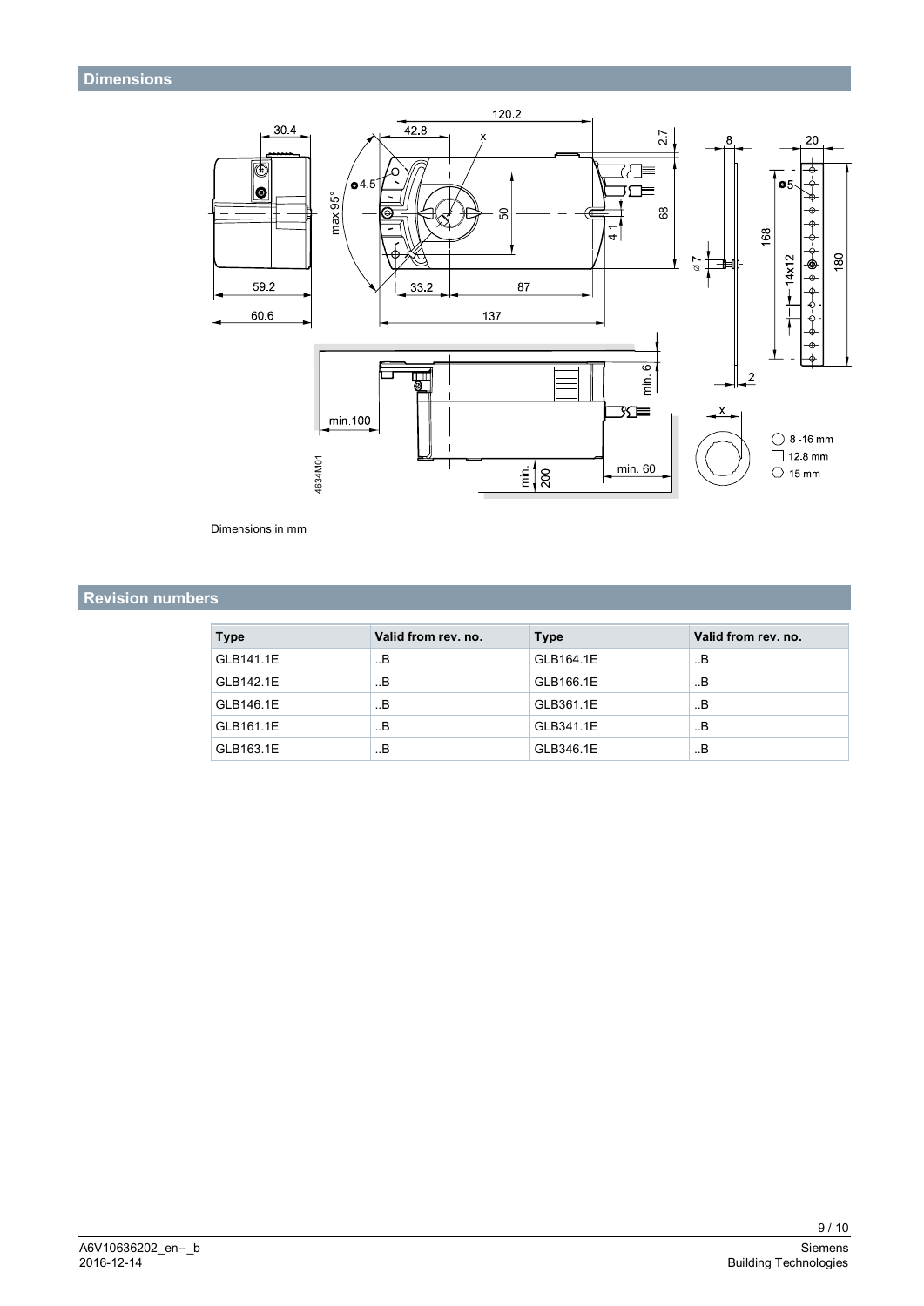## Dimensions

Dimensions in mm

## Revision numbers

| Type | Valid from rev. no. | Type | Valid from rev. no. |
|---|---|---|---|
| GLB141.1E | ..B | GLB164.1E | ..B |
| GLB142.1E | ..B | GLB166.1E | ..B |
| GLB146.1E | ..B | GLB361.1E | ..B |
| GLB161.1E | ..B | GLB341.1E | ..B |
| GLB163.1E | ..B | GLB346.1E | ..B |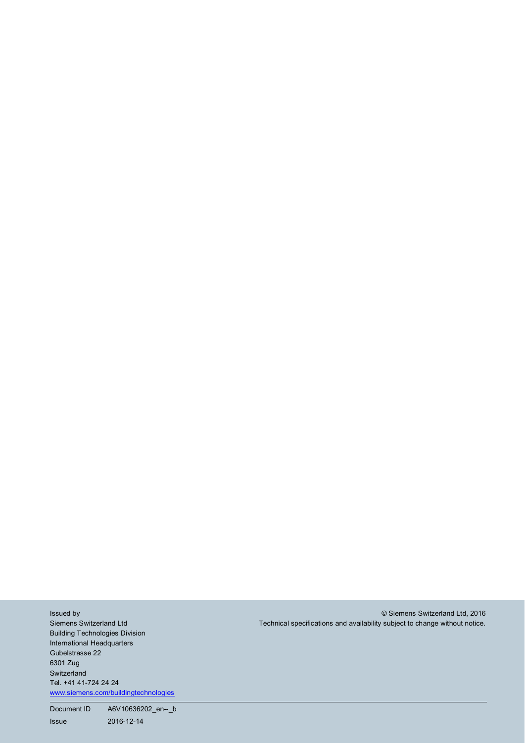Issued by
Siemens Switzerland Ltd
Building Technologies Division
International Headquarters
Gubelstrasse 22
6301 Zug
Switzerland
Tel. +41 41-724 24 24
[www.siemens.com/buildingtechnologies](http://www.siemens.com/buildingtechnologies)

© Siemens Switzerland Ltd, 2016
Technical specifications and availability subject to change without notice.

| | |
|---|---|
| Document ID | A6V10636202_en--_b |
| Issue | 2016-12-14 |